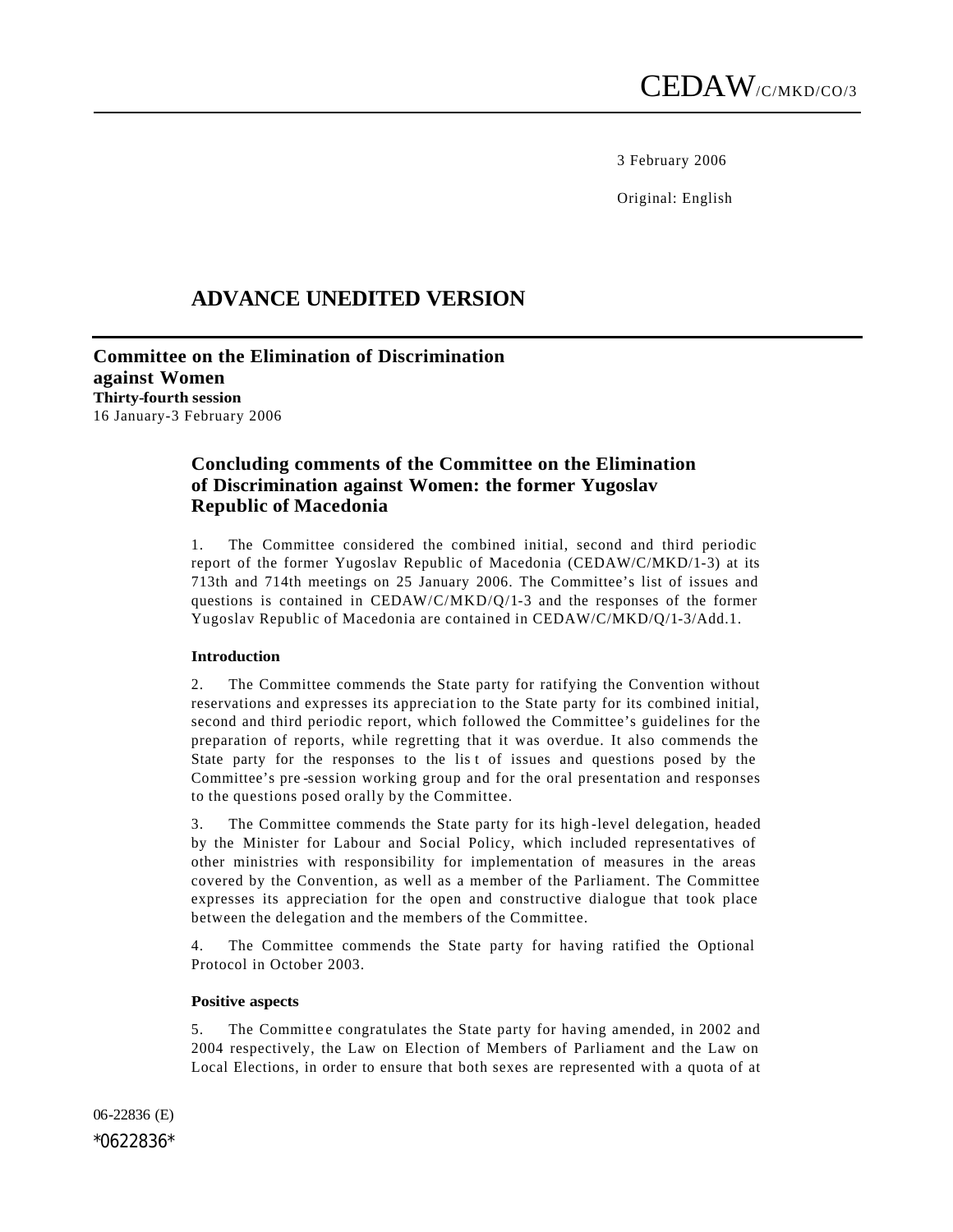CEDAW/C/MKD/CO/3

3 February 2006

Original: English

# ADVANCE UNEDITED VERSION

**Committee on the Elimination of Discrimination against Women**
**Thirty-fourth session**
16 January-3 February 2006

## Concluding comments of the Committee on the Elimination of Discrimination against Women: the former Yugoslav Republic of Macedonia

1. The Committee considered the combined initial, second and third periodic report of the former Yugoslav Republic of Macedonia (CEDAW/C/MKD/1-3) at its 713th and 714th meetings on 25 January 2006. The Committee's list of issues and questions is contained in CEDAW/C/MKD/Q/1-3 and the responses of the former Yugoslav Republic of Macedonia are contained in CEDAW/C/MKD/Q/1-3/Add.1.

**Introduction**

2. The Committee commends the State party for ratifying the Convention without reservations and expresses its appreciation to the State party for its combined initial, second and third periodic report, which followed the Committee's guidelines for the preparation of reports, while regretting that it was overdue. It also commends the State party for the responses to the list of issues and questions posed by the Committee's pre-session working group and for the oral presentation and responses to the questions posed orally by the Committee.

3. The Committee commends the State party for its high-level delegation, headed by the Minister for Labour and Social Policy, which included representatives of other ministries with responsibility for implementation of measures in the areas covered by the Convention, as well as a member of the Parliament. The Committee expresses its appreciation for the open and constructive dialogue that took place between the delegation and the members of the Committee.

4. The Committee commends the State party for having ratified the Optional Protocol in October 2003.

**Positive aspects**

5. The Committee congratulates the State party for having amended, in 2002 and 2004 respectively, the Law on Election of Members of Parliament and the Law on Local Elections, in order to ensure that both sexes are represented with a quota of at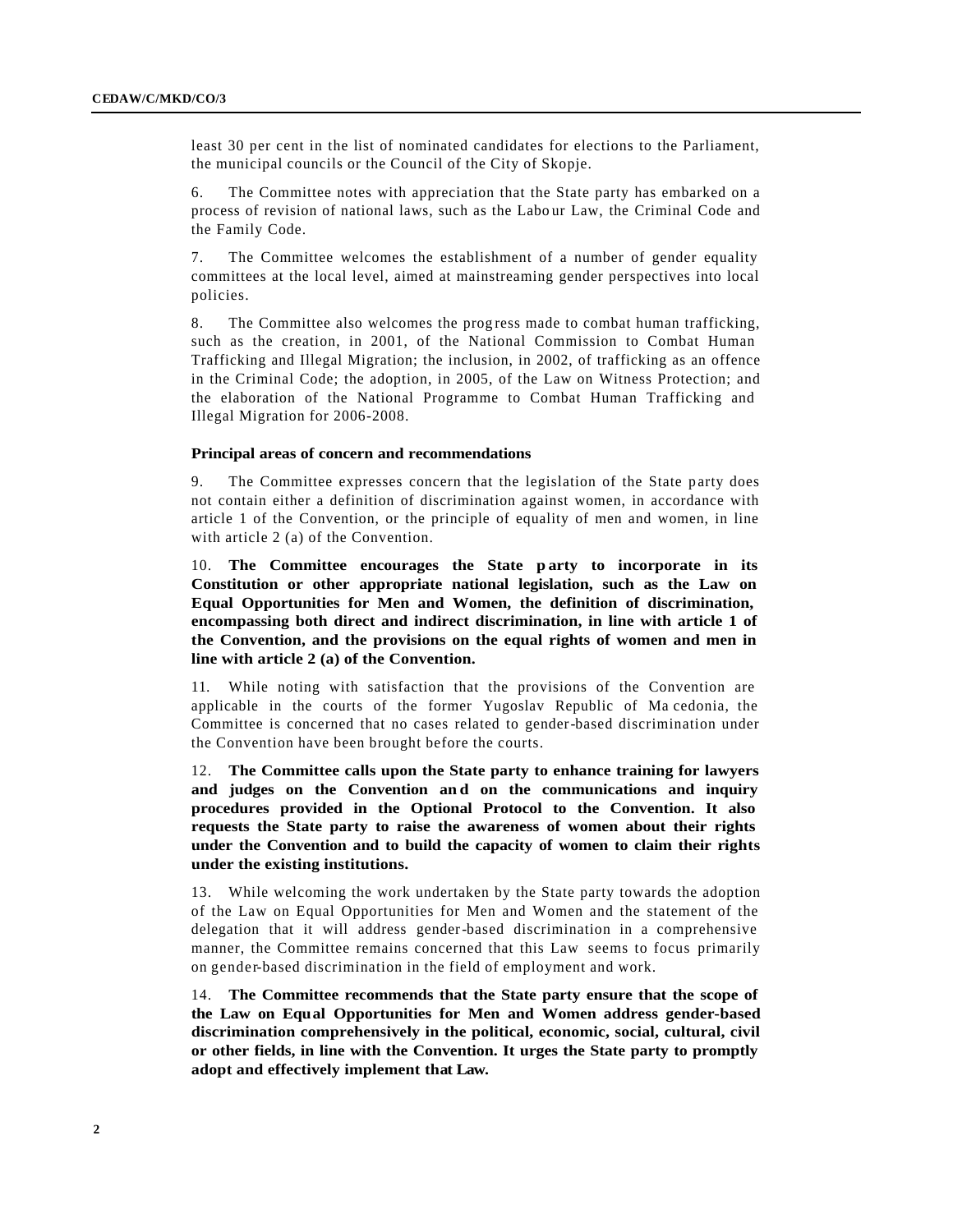least 30 per cent in the list of nominated candidates for elections to the Parliament, the municipal councils or the Council of the City of Skopje.

6. The Committee notes with appreciation that the State party has embarked on a process of revision of national laws, such as the Labour Law, the Criminal Code and the Family Code.

7. The Committee welcomes the establishment of a number of gender equality committees at the local level, aimed at mainstreaming gender perspectives into local policies.

8. The Committee also welcomes the progress made to combat human trafficking, such as the creation, in 2001, of the National Commission to Combat Human Trafficking and Illegal Migration; the inclusion, in 2002, of trafficking as an offence in the Criminal Code; the adoption, in 2005, of the Law on Witness Protection; and the elaboration of the National Programme to Combat Human Trafficking and Illegal Migration for 2006-2008.

### Principal areas of concern and recommendations

9. The Committee expresses concern that the legislation of the State party does not contain either a definition of discrimination against women, in accordance with article 1 of the Convention, or the principle of equality of men and women, in line with article 2 (a) of the Convention.

10. **The Committee encourages the State party to incorporate in its Constitution or other appropriate national legislation, such as the Law on Equal Opportunities for Men and Women, the definition of discrimination, encompassing both direct and indirect discrimination, in line with article 1 of the Convention, and the provisions on the equal rights of women and men in line with article 2 (a) of the Convention.**

11. While noting with satisfaction that the provisions of the Convention are applicable in the courts of the former Yugoslav Republic of Macedonia, the Committee is concerned that no cases related to gender-based discrimination under the Convention have been brought before the courts.

12. **The Committee calls upon the State party to enhance training for lawyers and judges on the Convention and on the communications and inquiry procedures provided in the Optional Protocol to the Convention. It also requests the State party to raise the awareness of women about their rights under the Convention and to build the capacity of women to claim their rights under the existing institutions.**

13. While welcoming the work undertaken by the State party towards the adoption of the Law on Equal Opportunities for Men and Women and the statement of the delegation that it will address gender-based discrimination in a comprehensive manner, the Committee remains concerned that this Law seems to focus primarily on gender-based discrimination in the field of employment and work.

14. **The Committee recommends that the State party ensure that the scope of the Law on Equal Opportunities for Men and Women address gender-based discrimination comprehensively in the political, economic, social, cultural, civil or other fields, in line with the Convention. It urges the State party to promptly adopt and effectively implement that Law.**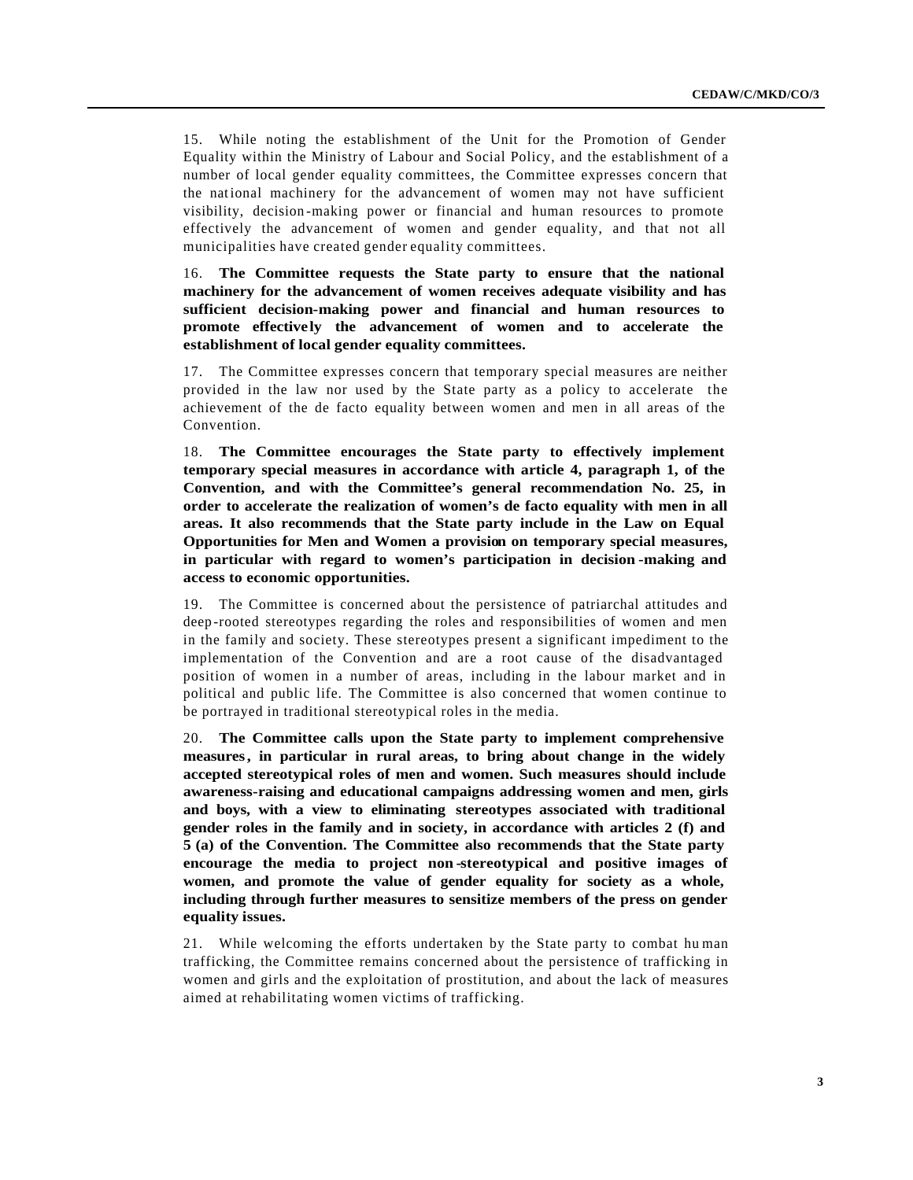15. While noting the establishment of the Unit for the Promotion of Gender Equality within the Ministry of Labour and Social Policy, and the establishment of a number of local gender equality committees, the Committee expresses concern that the national machinery for the advancement of women may not have sufficient visibility, decision-making power or financial and human resources to promote effectively the advancement of women and gender equality, and that not all municipalities have created gender equality committees.

16. **The Committee requests the State party to ensure that the national machinery for the advancement of women receives adequate visibility and has sufficient decision-making power and financial and human resources to promote effectively the advancement of women and to accelerate the establishment of local gender equality committees.**

17. The Committee expresses concern that temporary special measures are neither provided in the law nor used by the State party as a policy to accelerate the achievement of the de facto equality between women and men in all areas of the Convention.

18. **The Committee encourages the State party to effectively implement temporary special measures in accordance with article 4, paragraph 1, of the Convention, and with the Committee's general recommendation No. 25, in order to accelerate the realization of women's de facto equality with men in all areas. It also recommends that the State party include in the Law on Equal Opportunities for Men and Women a provision on temporary special measures, in particular with regard to women's participation in decision-making and access to economic opportunities.**

19. The Committee is concerned about the persistence of patriarchal attitudes and deep-rooted stereotypes regarding the roles and responsibilities of women and men in the family and society. These stereotypes present a significant impediment to the implementation of the Convention and are a root cause of the disadvantaged position of women in a number of areas, including in the labour market and in political and public life. The Committee is also concerned that women continue to be portrayed in traditional stereotypical roles in the media.

20. **The Committee calls upon the State party to implement comprehensive measures, in particular in rural areas, to bring about change in the widely accepted stereotypical roles of men and women. Such measures should include awareness-raising and educational campaigns addressing women and men, girls and boys, with a view to eliminating stereotypes associated with traditional gender roles in the family and in society, in accordance with articles 2 (f) and 5 (a) of the Convention. The Committee also recommends that the State party encourage the media to project non-stereotypical and positive images of women, and promote the value of gender equality for society as a whole, including through further measures to sensitize members of the press on gender equality issues.**

21. While welcoming the efforts undertaken by the State party to combat human trafficking, the Committee remains concerned about the persistence of trafficking in women and girls and the exploitation of prostitution, and about the lack of measures aimed at rehabilitating women victims of trafficking.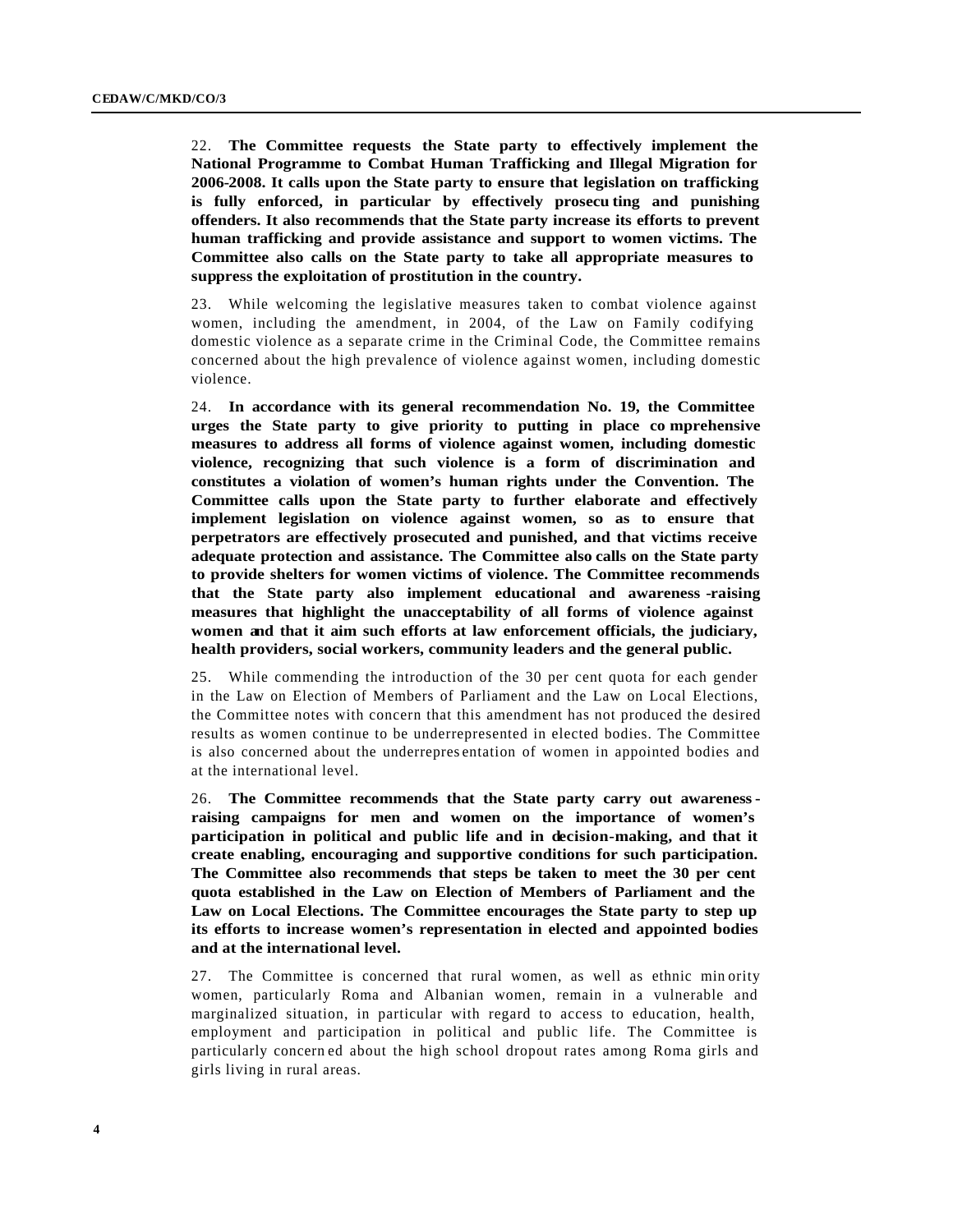22. **The Committee requests the State party to effectively implement the National Programme to Combat Human Trafficking and Illegal Migration for 2006-2008. It calls upon the State party to ensure that legislation on trafficking is fully enforced, in particular by effectively prosecuting and punishing offenders. It also recommends that the State party increase its efforts to prevent human trafficking and provide assistance and support to women victims. The Committee also calls on the State party to take all appropriate measures to suppress the exploitation of prostitution in the country.**

23. While welcoming the legislative measures taken to combat violence against women, including the amendment, in 2004, of the Law on Family codifying domestic violence as a separate crime in the Criminal Code, the Committee remains concerned about the high prevalence of violence against women, including domestic violence.

24. **In accordance with its general recommendation No. 19, the Committee urges the State party to give priority to putting in place comprehensive measures to address all forms of violence against women, including domestic violence, recognizing that such violence is a form of discrimination and constitutes a violation of women's human rights under the Convention. The Committee calls upon the State party to further elaborate and effectively implement legislation on violence against women, so as to ensure that perpetrators are effectively prosecuted and punished, and that victims receive adequate protection and assistance. The Committee also calls on the State party to provide shelters for women victims of violence. The Committee recommends that the State party also implement educational and awareness-raising measures that highlight the unacceptability of all forms of violence against women and that it aim such efforts at law enforcement officials, the judiciary, health providers, social workers, community leaders and the general public.**

25. While commending the introduction of the 30 per cent quota for each gender in the Law on Election of Members of Parliament and the Law on Local Elections, the Committee notes with concern that this amendment has not produced the desired results as women continue to be underrepresented in elected bodies. The Committee is also concerned about the underrepresentation of women in appointed bodies and at the international level.

26. **The Committee recommends that the State party carry out awareness-raising campaigns for men and women on the importance of women's participation in political and public life and in decision-making, and that it create enabling, encouraging and supportive conditions for such participation. The Committee also recommends that steps be taken to meet the 30 per cent quota established in the Law on Election of Members of Parliament and the Law on Local Elections. The Committee encourages the State party to step up its efforts to increase women's representation in elected and appointed bodies and at the international level.**

27. The Committee is concerned that rural women, as well as ethnic minority women, particularly Roma and Albanian women, remain in a vulnerable and marginalized situation, in particular with regard to access to education, health, employment and participation in political and public life. The Committee is particularly concerned about the high school dropout rates among Roma girls and girls living in rural areas.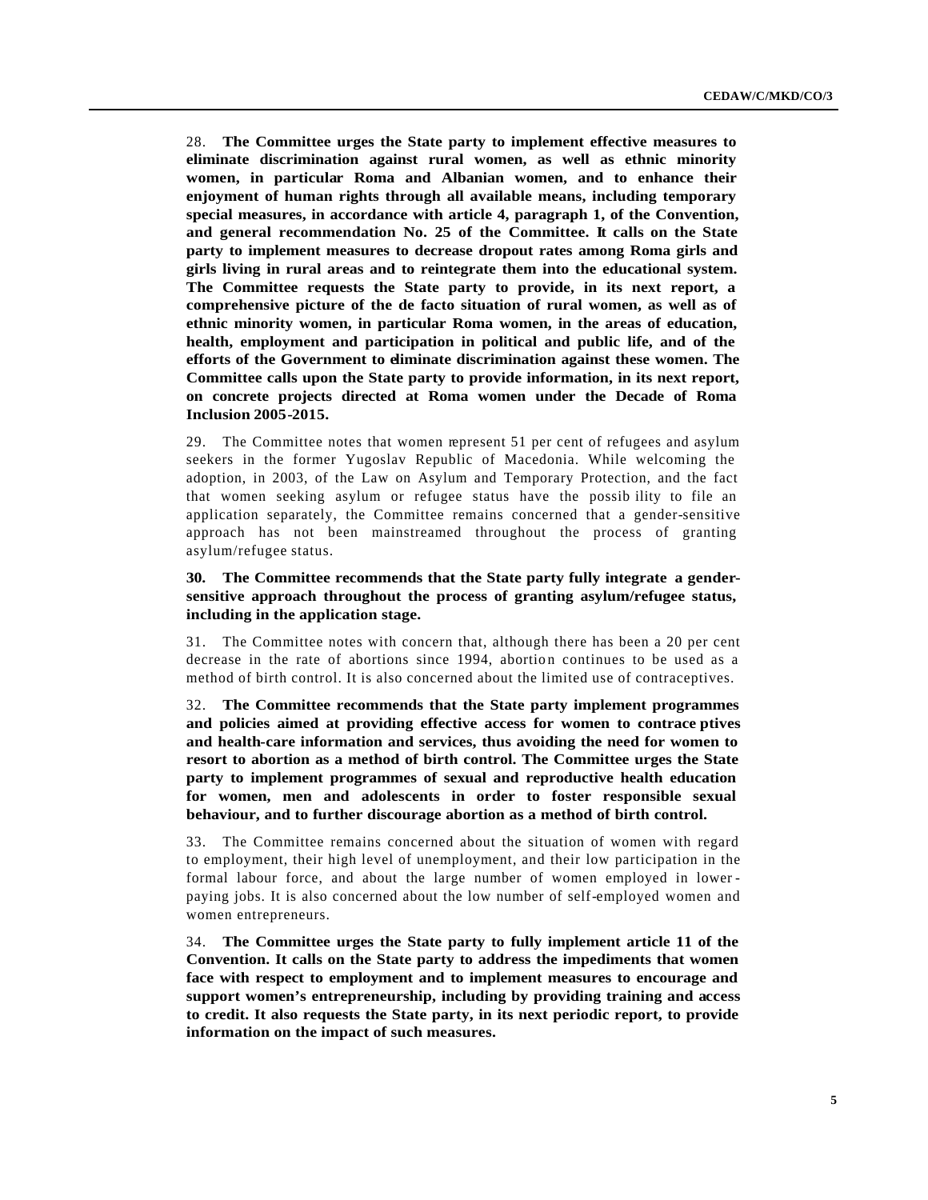28. **The Committee urges the State party to implement effective measures to eliminate discrimination against rural women, as well as ethnic minority women, in particular Roma and Albanian women, and to enhance their enjoyment of human rights through all available means, including temporary special measures, in accordance with article 4, paragraph 1, of the Convention, and general recommendation No. 25 of the Committee. It calls on the State party to implement measures to decrease dropout rates among Roma girls and girls living in rural areas and to reintegrate them into the educational system. The Committee requests the State party to provide, in its next report, a comprehensive picture of the de facto situation of rural women, as well as of ethnic minority women, in particular Roma women, in the areas of education, health, employment and participation in political and public life, and of the efforts of the Government to eliminate discrimination against these women. The Committee calls upon the State party to provide information, in its next report, on concrete projects directed at Roma women under the Decade of Roma Inclusion 2005-2015.**

29. The Committee notes that women represent 51 per cent of refugees and asylum seekers in the former Yugoslav Republic of Macedonia. While welcoming the adoption, in 2003, of the Law on Asylum and Temporary Protection, and the fact that women seeking asylum or refugee status have the possibility to file an application separately, the Committee remains concerned that a gender-sensitive approach has not been mainstreamed throughout the process of granting asylum/refugee status.

30. **The Committee recommends that the State party fully integrate a gender-sensitive approach throughout the process of granting asylum/refugee status, including in the application stage.**

31. The Committee notes with concern that, although there has been a 20 per cent decrease in the rate of abortions since 1994, abortion continues to be used as a method of birth control. It is also concerned about the limited use of contraceptives.

32. **The Committee recommends that the State party implement programmes and policies aimed at providing effective access for women to contraceptives and health-care information and services, thus avoiding the need for women to resort to abortion as a method of birth control. The Committee urges the State party to implement programmes of sexual and reproductive health education for women, men and adolescents in order to foster responsible sexual behaviour, and to further discourage abortion as a method of birth control.**

33. The Committee remains concerned about the situation of women with regard to employment, their high level of unemployment, and their low participation in the formal labour force, and about the large number of women employed in lower-paying jobs. It is also concerned about the low number of self-employed women and women entrepreneurs.

34. **The Committee urges the State party to fully implement article 11 of the Convention. It calls on the State party to address the impediments that women face with respect to employment and to implement measures to encourage and support women's entrepreneurship, including by providing training and access to credit. It also requests the State party, in its next periodic report, to provide information on the impact of such measures.**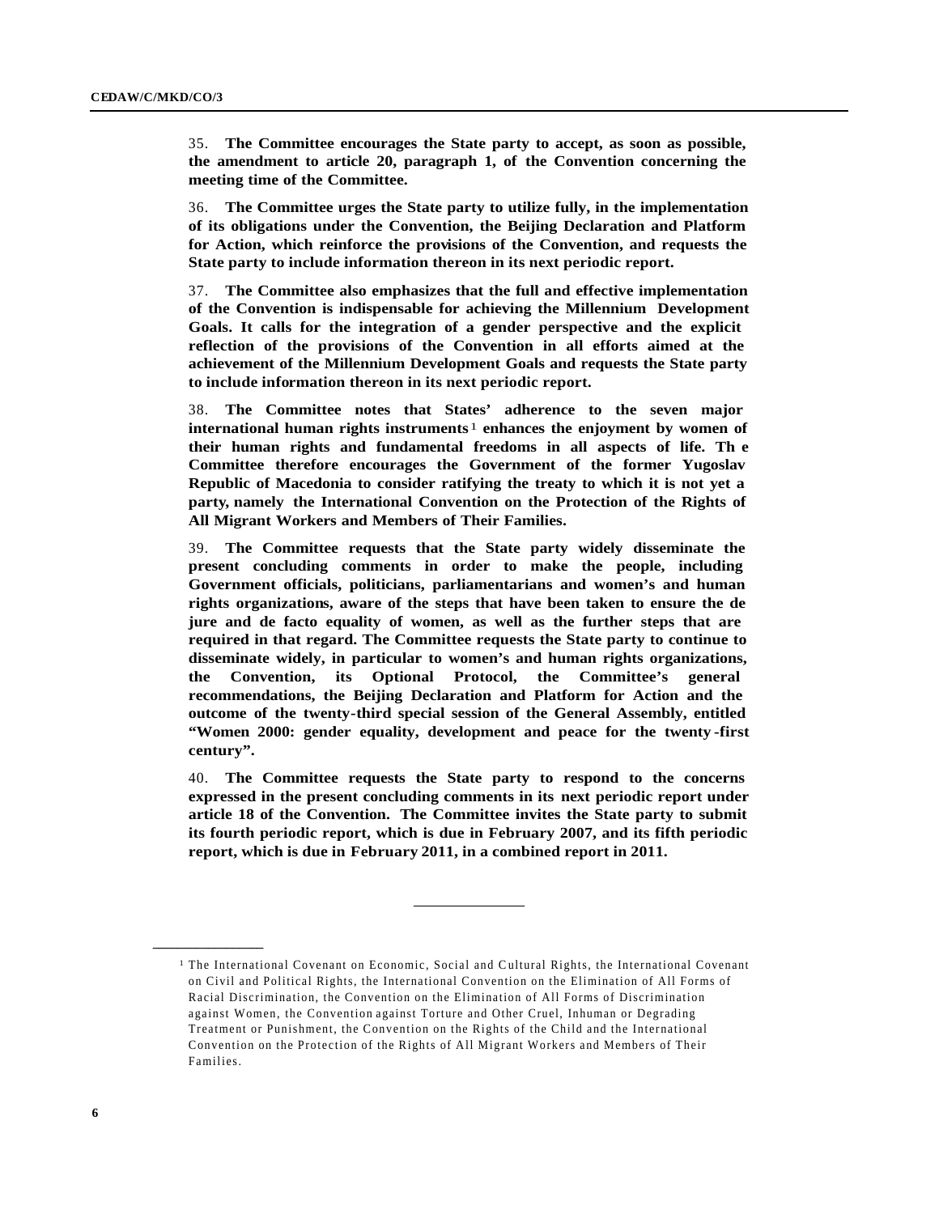35. **The Committee encourages the State party to accept, as soon as possible, the amendment to article 20, paragraph 1, of the Convention concerning the meeting time of the Committee.**

36. **The Committee urges the State party to utilize fully, in the implementation of its obligations under the Convention, the Beijing Declaration and Platform for Action, which reinforce the provisions of the Convention, and requests the State party to include information thereon in its next periodic report.**

37. **The Committee also emphasizes that the full and effective implementation of the Convention is indispensable for achieving the Millennium Development Goals. It calls for the integration of a gender perspective and the explicit reflection of the provisions of the Convention in all efforts aimed at the achievement of the Millennium Development Goals and requests the State party to include information thereon in its next periodic report.**

38. **The Committee notes that States' adherence to the seven major international human rights instruments[1] enhances the enjoyment by women of their human rights and fundamental freedoms in all aspects of life. The Committee therefore encourages the Government of the former Yugoslav Republic of Macedonia to consider ratifying the treaty to which it is not yet a party, namely the International Convention on the Protection of the Rights of All Migrant Workers and Members of Their Families.**

39. **The Committee requests that the State party widely disseminate the present concluding comments in order to make the people, including Government officials, politicians, parliamentarians and women's and human rights organizations, aware of the steps that have been taken to ensure the de jure and de facto equality of women, as well as the further steps that are required in that regard. The Committee requests the State party to continue to disseminate widely, in particular to women's and human rights organizations, the Convention, its Optional Protocol, the Committee's general recommendations, the Beijing Declaration and Platform for Action and the outcome of the twenty-third special session of the General Assembly, entitled "Women 2000: gender equality, development and peace for the twenty-first century".**

40. **The Committee requests the State party to respond to the concerns expressed in the present concluding comments in its next periodic report under article 18 of the Convention. The Committee invites the State party to submit its fourth periodic report, which is due in February 2007, and its fifth periodic report, which is due in February 2011, in a combined report in 2011.**

---

[1] The International Covenant on Economic, Social and Cultural Rights, the International Covenant on Civil and Political Rights, the International Convention on the Elimination of All Forms of Racial Discrimination, the Convention on the Elimination of All Forms of Discrimination against Women, the Convention against Torture and Other Cruel, Inhuman or Degrading Treatment or Punishment, the Convention on the Rights of the Child and the International Convention on the Protection of the Rights of All Migrant Workers and Members of Their Families.